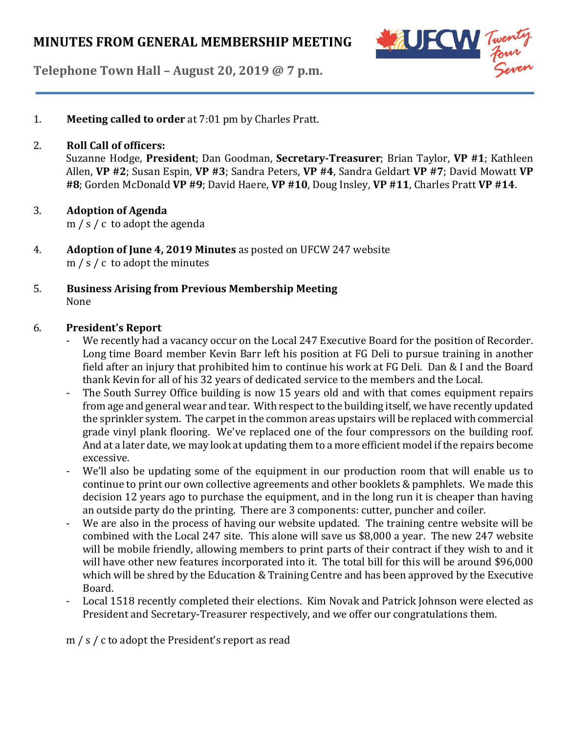# MINUTES FROM GENERAL MEMBERSHIP MEETING

**Telephone Town Hall – August 20, 2019 @ 7 p.m.**

1. **Meeting called to order** at 7:01 pm by Charles Pratt.

2. **Roll Call of officers:**
   Suzanne Hodge, **President**; Dan Goodman, **Secretary-Treasurer**; Brian Taylor, **VP #1**; Kathleen Allen, **VP #2**; Susan Espin, **VP #3**; Sandra Peters, **VP #4**, Sandra Geldart **VP #7**; David Mowatt **VP #8**; Gorden McDonald **VP #9**; David Haere, **VP #10**, Doug Insley, **VP #11**, Charles Pratt **VP #14**.

3. **Adoption of Agenda**
   m / s / c to adopt the agenda

4. **Adoption of June 4, 2019 Minutes** as posted on UFCW 247 website
   m / s / c to adopt the minutes

5. **Business Arising from Previous Membership Meeting**
   None

6. **President's Report**
   - We recently had a vacancy occur on the Local 247 Executive Board for the position of Recorder. Long time Board member Kevin Barr left his position at FG Deli to pursue training in another field after an injury that prohibited him to continue his work at FG Deli. Dan & I and the Board thank Kevin for all of his 32 years of dedicated service to the members and the Local.
   - The South Surrey Office building is now 15 years old and with that comes equipment repairs from age and general wear and tear. With respect to the building itself, we have recently updated the sprinkler system. The carpet in the common areas upstairs will be replaced with commercial grade vinyl plank flooring. We've replaced one of the four compressors on the building roof. And at a later date, we may look at updating them to a more efficient model if the repairs become excessive.
   - We'll also be updating some of the equipment in our production room that will enable us to continue to print our own collective agreements and other booklets & pamphlets. We made this decision 12 years ago to purchase the equipment, and in the long run it is cheaper than having an outside party do the printing. There are 3 components: cutter, puncher and coiler.
   - We are also in the process of having our website updated. The training centre website will be combined with the Local 247 site. This alone will save us $8,000 a year. The new 247 website will be mobile friendly, allowing members to print parts of their contract if they wish to and it will have other new features incorporated into it. The total bill for this will be around $96,000 which will be shred by the Education & Training Centre and has been approved by the Executive Board.
   - Local 1518 recently completed their elections. Kim Novak and Patrick Johnson were elected as President and Secretary-Treasurer respectively, and we offer our congratulations them.

   m / s / c to adopt the President's report as read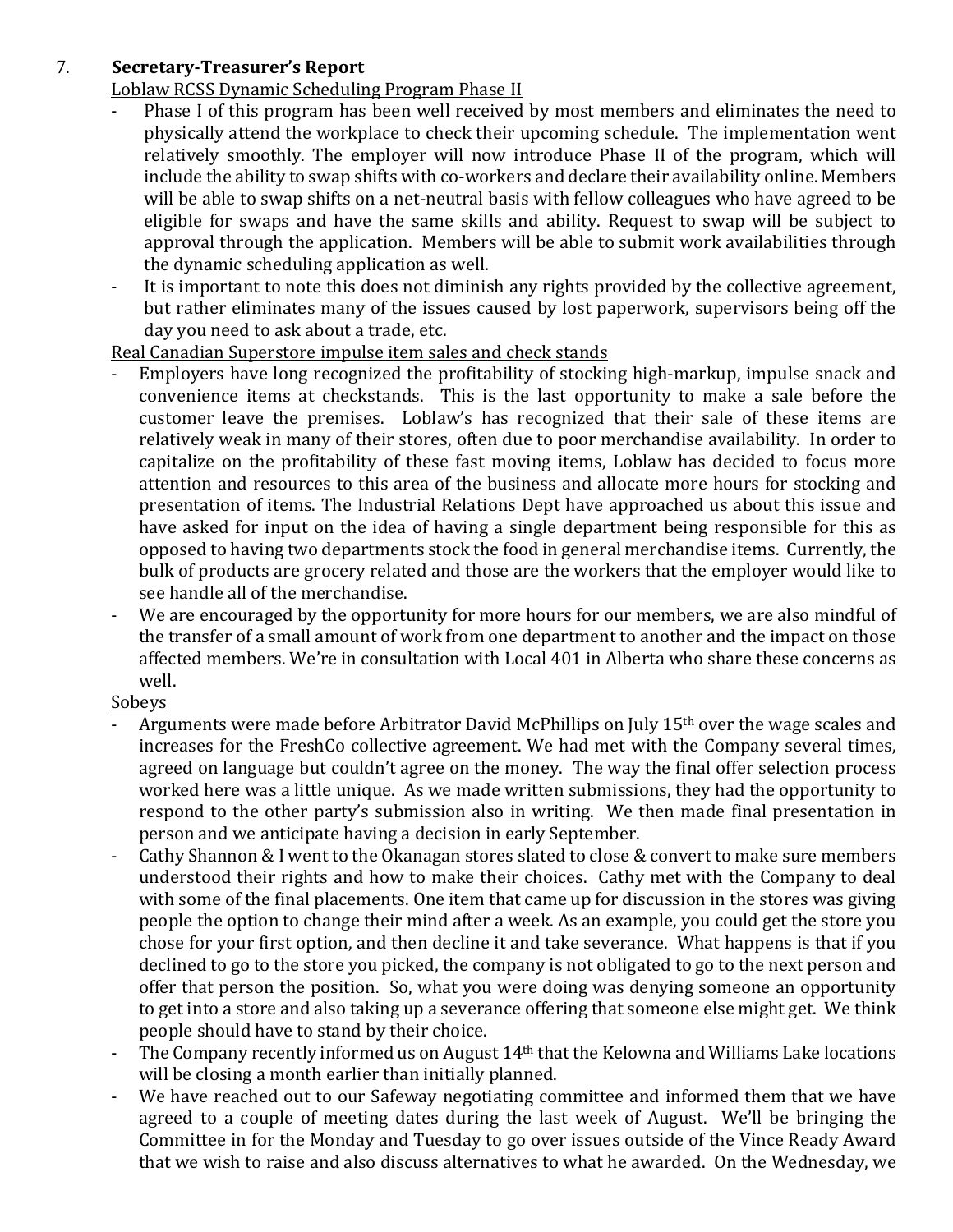7. **Secretary-Treasurer's Report**

Loblaw RCSS Dynamic Scheduling Program Phase II

- Phase I of this program has been well received by most members and eliminates the need to physically attend the workplace to check their upcoming schedule. The implementation went relatively smoothly. The employer will now introduce Phase II of the program, which will include the ability to swap shifts with co-workers and declare their availability online. Members will be able to swap shifts on a net-neutral basis with fellow colleagues who have agreed to be eligible for swaps and have the same skills and ability. Request to swap will be subject to approval through the application. Members will be able to submit work availabilities through the dynamic scheduling application as well.
- It is important to note this does not diminish any rights provided by the collective agreement, but rather eliminates many of the issues caused by lost paperwork, supervisors being off the day you need to ask about a trade, etc.

Real Canadian Superstore impulse item sales and check stands

- Employers have long recognized the profitability of stocking high-markup, impulse snack and convenience items at checkstands. This is the last opportunity to make a sale before the customer leave the premises. Loblaw's has recognized that their sale of these items are relatively weak in many of their stores, often due to poor merchandise availability. In order to capitalize on the profitability of these fast moving items, Loblaw has decided to focus more attention and resources to this area of the business and allocate more hours for stocking and presentation of items. The Industrial Relations Dept have approached us about this issue and have asked for input on the idea of having a single department being responsible for this as opposed to having two departments stock the food in general merchandise items. Currently, the bulk of products are grocery related and those are the workers that the employer would like to see handle all of the merchandise.
- We are encouraged by the opportunity for more hours for our members, we are also mindful of the transfer of a small amount of work from one department to another and the impact on those affected members. We're in consultation with Local 401 in Alberta who share these concerns as well.

Sobeys

- Arguments were made before Arbitrator David McPhillips on July 15th over the wage scales and increases for the FreshCo collective agreement. We had met with the Company several times, agreed on language but couldn't agree on the money. The way the final offer selection process worked here was a little unique. As we made written submissions, they had the opportunity to respond to the other party's submission also in writing. We then made final presentation in person and we anticipate having a decision in early September.
- Cathy Shannon & I went to the Okanagan stores slated to close & convert to make sure members understood their rights and how to make their choices. Cathy met with the Company to deal with some of the final placements. One item that came up for discussion in the stores was giving people the option to change their mind after a week. As an example, you could get the store you chose for your first option, and then decline it and take severance. What happens is that if you declined to go to the store you picked, the company is not obligated to go to the next person and offer that person the position. So, what you were doing was denying someone an opportunity to get into a store and also taking up a severance offering that someone else might get. We think people should have to stand by their choice.
- The Company recently informed us on August 14th that the Kelowna and Williams Lake locations will be closing a month earlier than initially planned.
- We have reached out to our Safeway negotiating committee and informed them that we have agreed to a couple of meeting dates during the last week of August. We'll be bringing the Committee in for the Monday and Tuesday to go over issues outside of the Vince Ready Award that we wish to raise and also discuss alternatives to what he awarded. On the Wednesday, we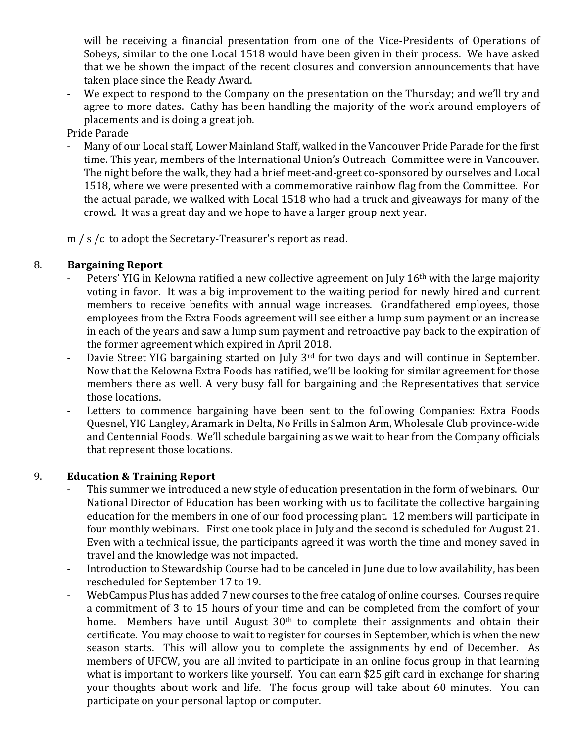will be receiving a financial presentation from one of the Vice-Presidents of Operations of Sobeys, similar to the one Local 1518 would have been given in their process. We have asked that we be shown the impact of the recent closures and conversion announcements that have taken place since the Ready Award.

- We expect to respond to the Company on the presentation on the Thursday; and we'll try and agree to more dates. Cathy has been handling the majority of the work around employers of placements and is doing a great job.

Pride Parade

- Many of our Local staff, Lower Mainland Staff, walked in the Vancouver Pride Parade for the first time. This year, members of the International Union's Outreach Committee were in Vancouver. The night before the walk, they had a brief meet-and-greet co-sponsored by ourselves and Local 1518, where we were presented with a commemorative rainbow flag from the Committee. For the actual parade, we walked with Local 1518 who had a truck and giveaways for many of the crowd. It was a great day and we hope to have a larger group next year.

m / s /c to adopt the Secretary-Treasurer's report as read.

8. **Bargaining Report**
   - Peters' YIG in Kelowna ratified a new collective agreement on July 16th with the large majority voting in favor. It was a big improvement to the waiting period for newly hired and current members to receive benefits with annual wage increases. Grandfathered employees, those employees from the Extra Foods agreement will see either a lump sum payment or an increase in each of the years and saw a lump sum payment and retroactive pay back to the expiration of the former agreement which expired in April 2018.
   - Davie Street YIG bargaining started on July 3rd for two days and will continue in September. Now that the Kelowna Extra Foods has ratified, we'll be looking for similar agreement for those members there as well. A very busy fall for bargaining and the Representatives that service those locations.
   - Letters to commence bargaining have been sent to the following Companies: Extra Foods Quesnel, YIG Langley, Aramark in Delta, No Frills in Salmon Arm, Wholesale Club province-wide and Centennial Foods. We'll schedule bargaining as we wait to hear from the Company officials that represent those locations.

9. **Education & Training Report**
   - This summer we introduced a new style of education presentation in the form of webinars. Our National Director of Education has been working with us to facilitate the collective bargaining education for the members in one of our food processing plant. 12 members will participate in four monthly webinars. First one took place in July and the second is scheduled for August 21. Even with a technical issue, the participants agreed it was worth the time and money saved in travel and the knowledge was not impacted.
   - Introduction to Stewardship Course had to be canceled in June due to low availability, has been rescheduled for September 17 to 19.
   - WebCampus Plus has added 7 new courses to the free catalog of online courses. Courses require a commitment of 3 to 15 hours of your time and can be completed from the comfort of your home. Members have until August 30th to complete their assignments and obtain their certificate. You may choose to wait to register for courses in September, which is when the new season starts. This will allow you to complete the assignments by end of December. As members of UFCW, you are all invited to participate in an online focus group in that learning what is important to workers like yourself. You can earn $25 gift card in exchange for sharing your thoughts about work and life. The focus group will take about 60 minutes. You can participate on your personal laptop or computer.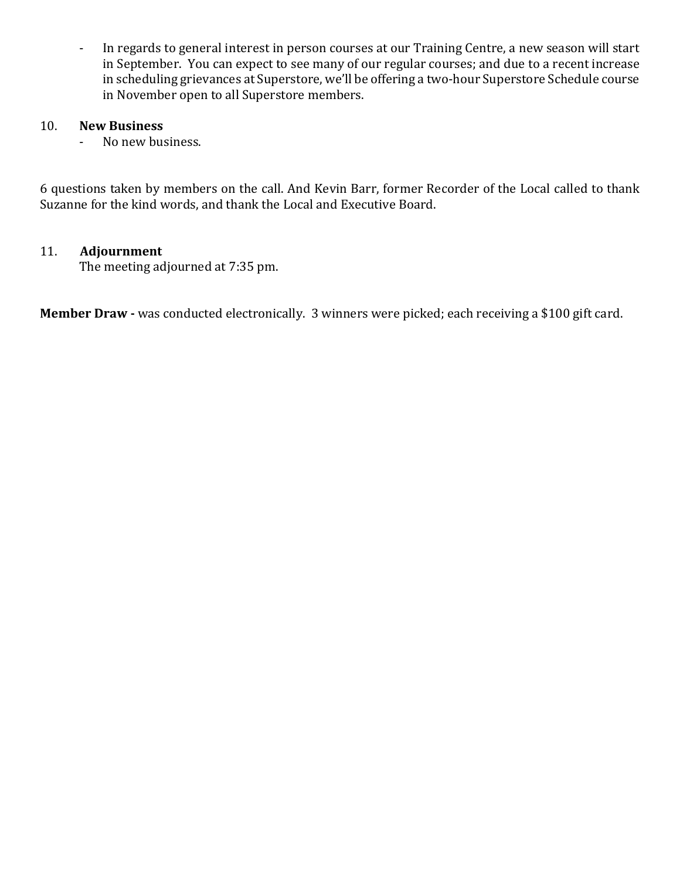- In regards to general interest in person courses at our Training Centre, a new season will start in September. You can expect to see many of our regular courses; and due to a recent increase in scheduling grievances at Superstore, we'll be offering a two-hour Superstore Schedule course in November open to all Superstore members.

10. **New Business**
    - No new business.

6 questions taken by members on the call. And Kevin Barr, former Recorder of the Local called to thank Suzanne for the kind words, and thank the Local and Executive Board.

11. **Adjournment**
    The meeting adjourned at 7:35 pm.

**Member Draw -** was conducted electronically. 3 winners were picked; each receiving a $100 gift card.